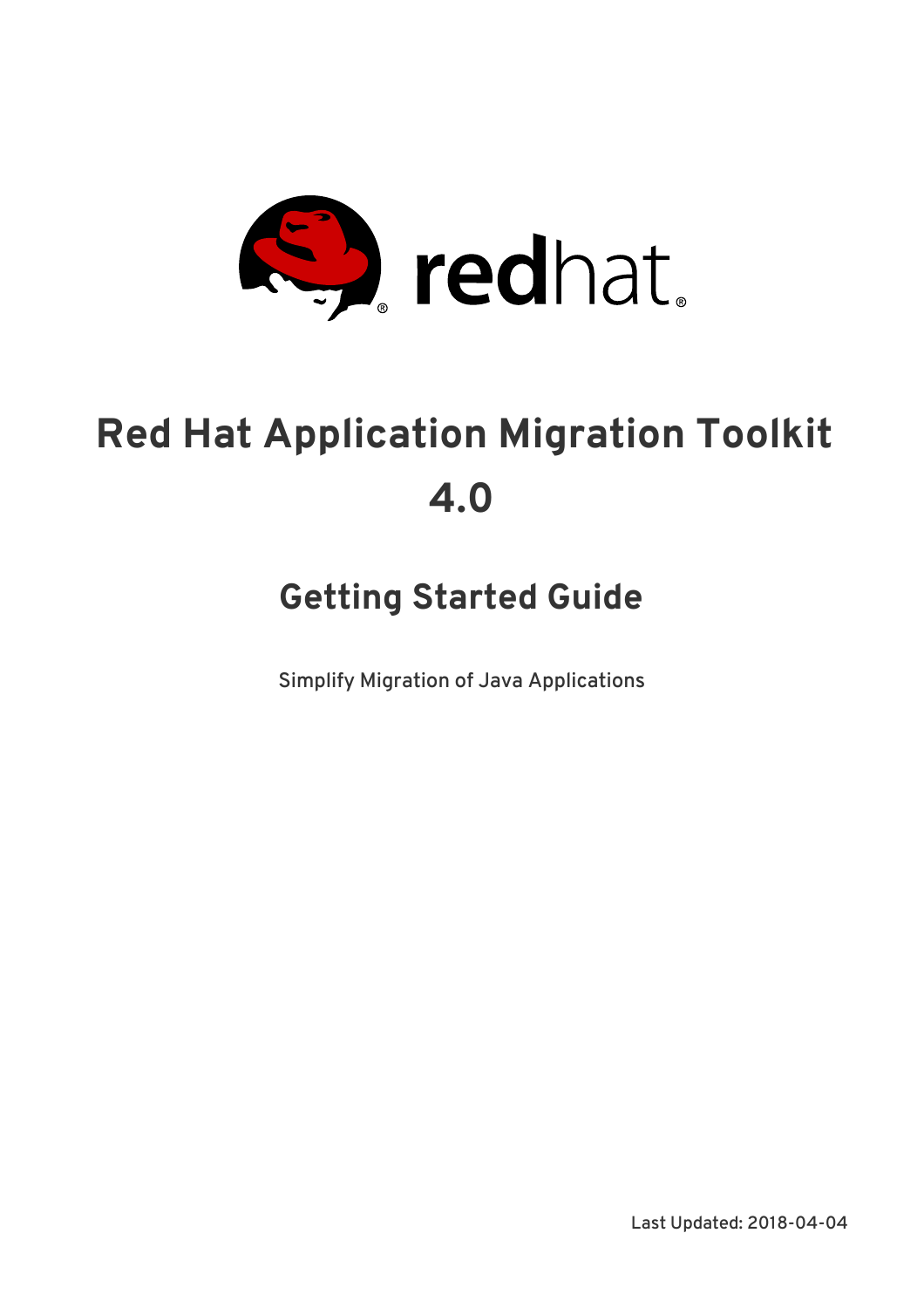# Red Hat Application Migration Toolkit 4.0

## Getting Started Guide

Simplify Migration of Java Applications

Last Updated: 2018-04-04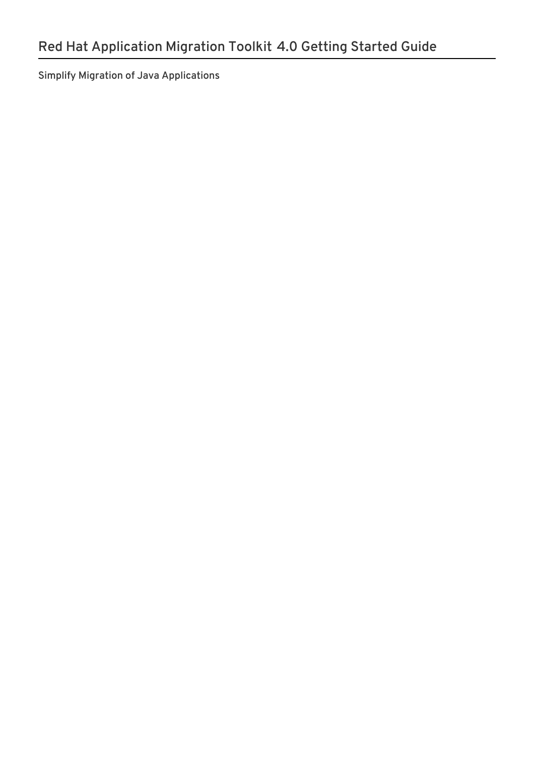# Red Hat Application Migration Toolkit 4.0 Getting Started Guide

Simplify Migration of Java Applications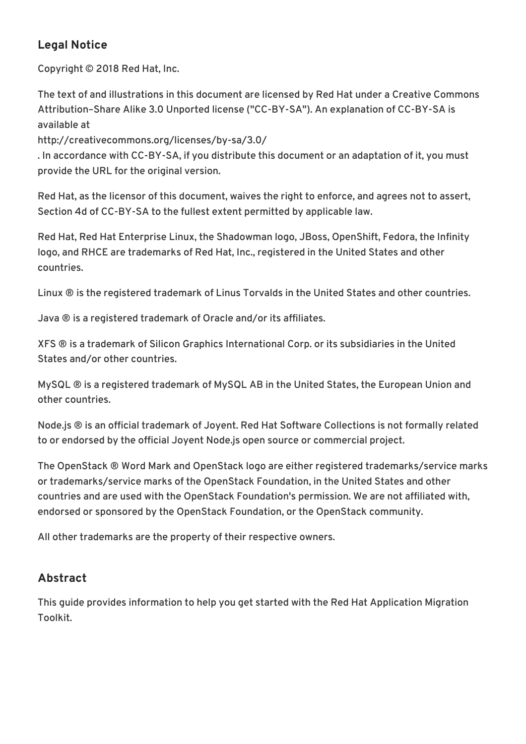## Legal Notice

Copyright © 2018 Red Hat, Inc.

The text of and illustrations in this document are licensed by Red Hat under a Creative Commons Attribution–Share Alike 3.0 Unported license ("CC-BY-SA"). An explanation of CC-BY-SA is available at
http://creativecommons.org/licenses/by-sa/3.0/
. In accordance with CC-BY-SA, if you distribute this document or an adaptation of it, you must provide the URL for the original version.

Red Hat, as the licensor of this document, waives the right to enforce, and agrees not to assert, Section 4d of CC-BY-SA to the fullest extent permitted by applicable law.

Red Hat, Red Hat Enterprise Linux, the Shadowman logo, JBoss, OpenShift, Fedora, the Infinity logo, and RHCE are trademarks of Red Hat, Inc., registered in the United States and other countries.

Linux ® is the registered trademark of Linus Torvalds in the United States and other countries.

Java ® is a registered trademark of Oracle and/or its affiliates.

XFS ® is a trademark of Silicon Graphics International Corp. or its subsidiaries in the United States and/or other countries.

MySQL ® is a registered trademark of MySQL AB in the United States, the European Union and other countries.

Node.js ® is an official trademark of Joyent. Red Hat Software Collections is not formally related to or endorsed by the official Joyent Node.js open source or commercial project.

The OpenStack ® Word Mark and OpenStack logo are either registered trademarks/service marks or trademarks/service marks of the OpenStack Foundation, in the United States and other countries and are used with the OpenStack Foundation's permission. We are not affiliated with, endorsed or sponsored by the OpenStack Foundation, or the OpenStack community.

All other trademarks are the property of their respective owners.

## Abstract

This guide provides information to help you get started with the Red Hat Application Migration Toolkit.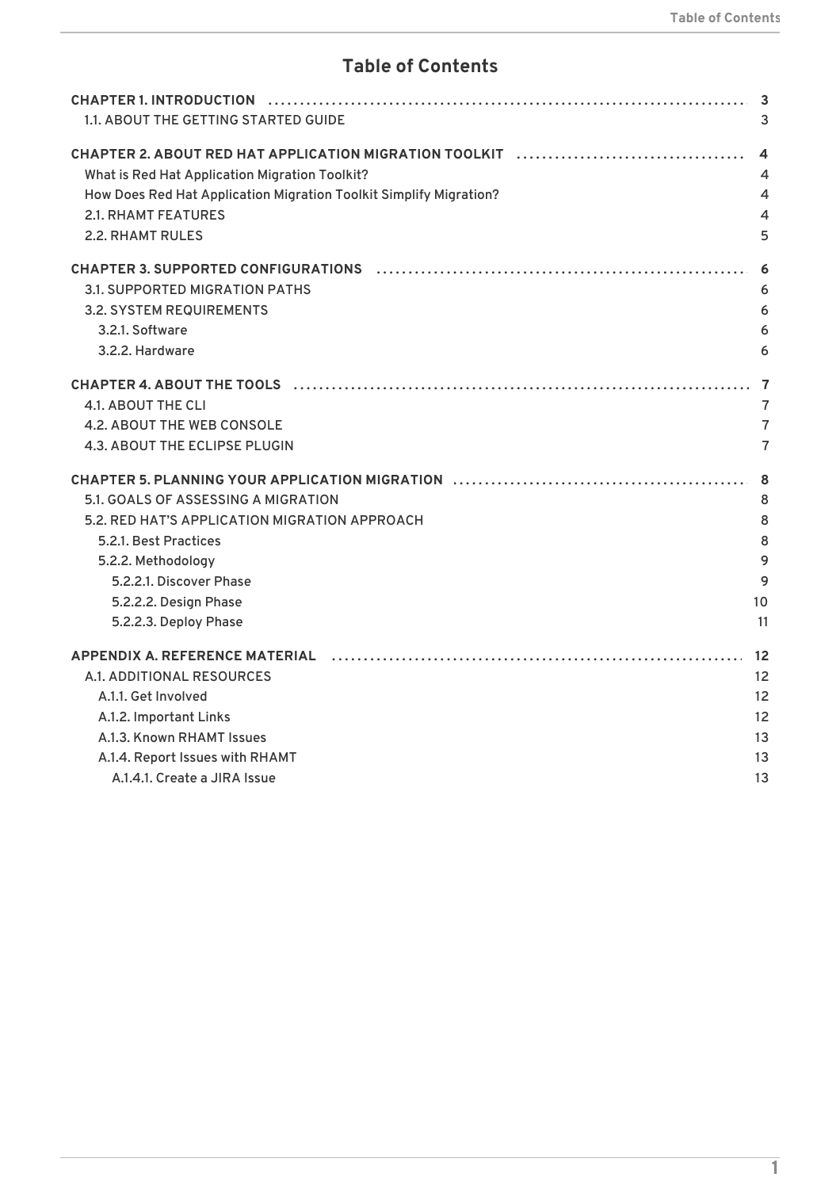# Table of Contents

**CHAPTER 1. INTRODUCTION** .......... **3**
- 1.1. ABOUT THE GETTING STARTED GUIDE .......... 3

**CHAPTER 2. ABOUT RED HAT APPLICATION MIGRATION TOOLKIT** .......... **4**
- What is Red Hat Application Migration Toolkit? .......... 4
- How Does Red Hat Application Migration Toolkit Simplify Migration? .......... 4
- 2.1. RHAMT FEATURES .......... 4
- 2.2. RHAMT RULES .......... 5

**CHAPTER 3. SUPPORTED CONFIGURATIONS** .......... **6**
- 3.1. SUPPORTED MIGRATION PATHS .......... 6
- 3.2. SYSTEM REQUIREMENTS .......... 6
  - 3.2.1. Software .......... 6
  - 3.2.2. Hardware .......... 6

**CHAPTER 4. ABOUT THE TOOLS** .......... **7**
- 4.1. ABOUT THE CLI .......... 7
- 4.2. ABOUT THE WEB CONSOLE .......... 7
- 4.3. ABOUT THE ECLIPSE PLUGIN .......... 7

**CHAPTER 5. PLANNING YOUR APPLICATION MIGRATION** .......... **8**
- 5.1. GOALS OF ASSESSING A MIGRATION .......... 8
- 5.2. RED HAT'S APPLICATION MIGRATION APPROACH .......... 8
  - 5.2.1. Best Practices .......... 8
  - 5.2.2. Methodology .......... 9
    - 5.2.2.1. Discover Phase .......... 9
    - 5.2.2.2. Design Phase .......... 10
    - 5.2.2.3. Deploy Phase .......... 11

**APPENDIX A. REFERENCE MATERIAL** .......... **12**
- A.1. ADDITIONAL RESOURCES .......... 12
  - A.1.1. Get Involved .......... 12
  - A.1.2. Important Links .......... 12
  - A.1.3. Known RHAMT Issues .......... 13
  - A.1.4. Report Issues with RHAMT .......... 13
    - A.1.4.1. Create a JIRA Issue .......... 13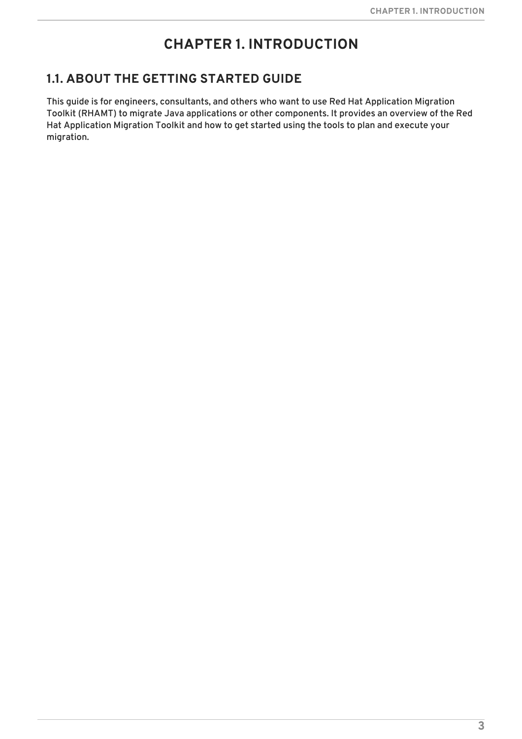# CHAPTER 1. INTRODUCTION

## 1.1. ABOUT THE GETTING STARTED GUIDE

This guide is for engineers, consultants, and others who want to use Red Hat Application Migration Toolkit (RHAMT) to migrate Java applications or other components. It provides an overview of the Red Hat Application Migration Toolkit and how to get started using the tools to plan and execute your migration.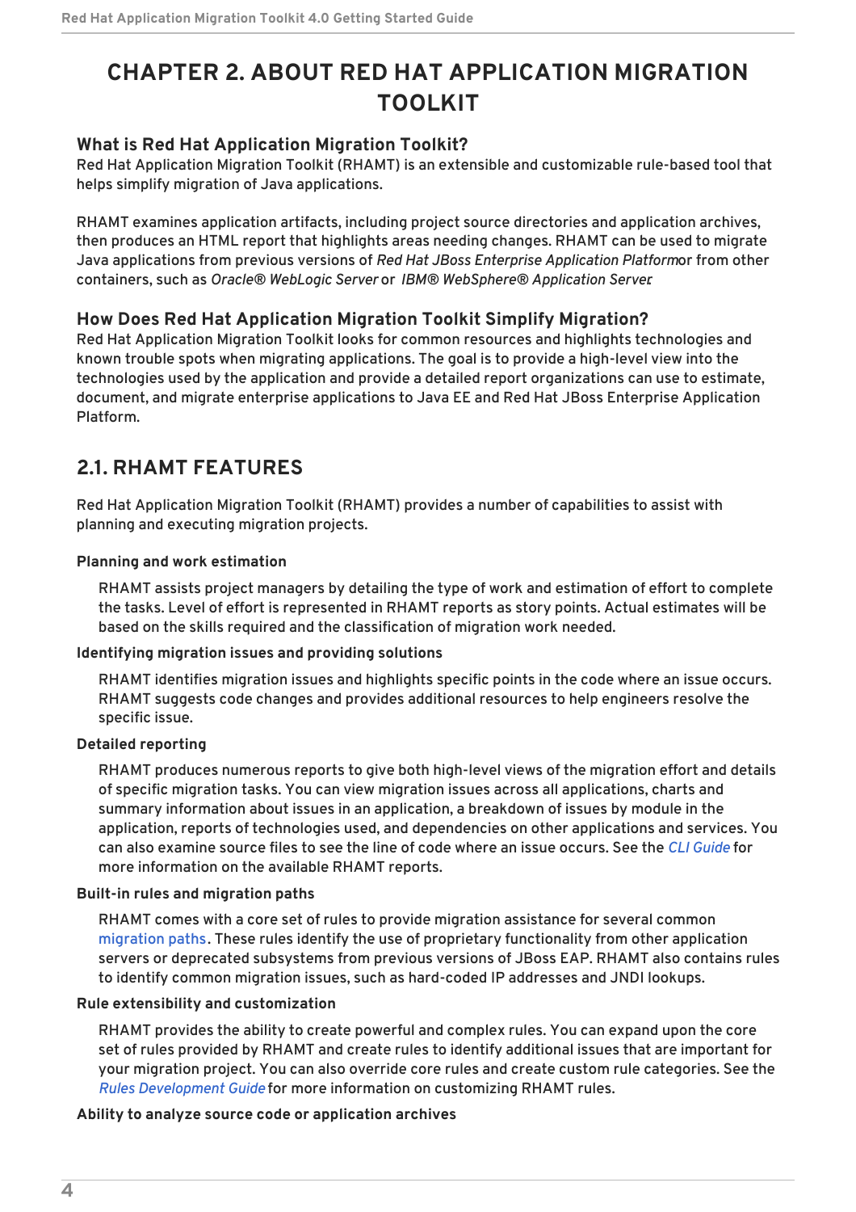# CHAPTER 2. ABOUT RED HAT APPLICATION MIGRATION TOOLKIT

### What is Red Hat Application Migration Toolkit?

Red Hat Application Migration Toolkit (RHAMT) is an extensible and customizable rule-based tool that helps simplify migration of Java applications.

RHAMT examines application artifacts, including project source directories and application archives, then produces an HTML report that highlights areas needing changes. RHAMT can be used to migrate Java applications from previous versions of *Red Hat JBoss Enterprise Application Platform* or from other containers, such as *Oracle® WebLogic Server* or *IBM® WebSphere® Application Server*.

### How Does Red Hat Application Migration Toolkit Simplify Migration?

Red Hat Application Migration Toolkit looks for common resources and highlights technologies and known trouble spots when migrating applications. The goal is to provide a high-level view into the technologies used by the application and provide a detailed report organizations can use to estimate, document, and migrate enterprise applications to Java EE and Red Hat JBoss Enterprise Application Platform.

## 2.1. RHAMT FEATURES

Red Hat Application Migration Toolkit (RHAMT) provides a number of capabilities to assist with planning and executing migration projects.

**Planning and work estimation**

RHAMT assists project managers by detailing the type of work and estimation of effort to complete the tasks. Level of effort is represented in RHAMT reports as story points. Actual estimates will be based on the skills required and the classification of migration work needed.

**Identifying migration issues and providing solutions**

RHAMT identifies migration issues and highlights specific points in the code where an issue occurs. RHAMT suggests code changes and provides additional resources to help engineers resolve the specific issue.

**Detailed reporting**

RHAMT produces numerous reports to give both high-level views of the migration effort and details of specific migration tasks. You can view migration issues across all applications, charts and summary information about issues in an application, a breakdown of issues by module in the application, reports of technologies used, and dependencies on other applications and services. You can also examine source files to see the line of code where an issue occurs. See the *CLI Guide* for more information on the available RHAMT reports.

**Built-in rules and migration paths**

RHAMT comes with a core set of rules to provide migration assistance for several common migration paths. These rules identify the use of proprietary functionality from other application servers or deprecated subsystems from previous versions of JBoss EAP. RHAMT also contains rules to identify common migration issues, such as hard-coded IP addresses and JNDI lookups.

**Rule extensibility and customization**

RHAMT provides the ability to create powerful and complex rules. You can expand upon the core set of rules provided by RHAMT and create rules to identify additional issues that are important for your migration project. You can also override core rules and create custom rule categories. See the *Rules Development Guide* for more information on customizing RHAMT rules.

**Ability to analyze source code or application archives**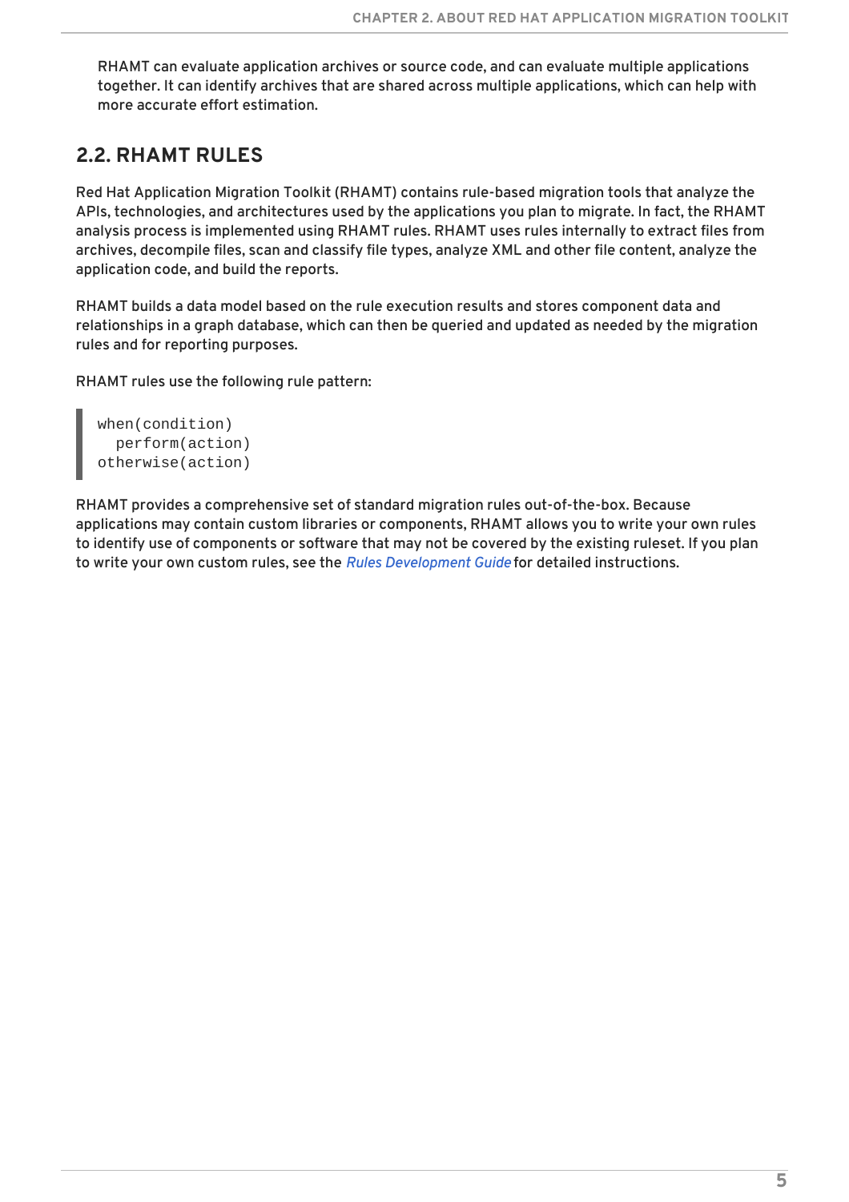RHAMT can evaluate application archives or source code, and can evaluate multiple applications together. It can identify archives that are shared across multiple applications, which can help with more accurate effort estimation.

## 2.2. RHAMT RULES

Red Hat Application Migration Toolkit (RHAMT) contains rule-based migration tools that analyze the APIs, technologies, and architectures used by the applications you plan to migrate. In fact, the RHAMT analysis process is implemented using RHAMT rules. RHAMT uses rules internally to extract files from archives, decompile files, scan and classify file types, analyze XML and other file content, analyze the application code, and build the reports.

RHAMT builds a data model based on the rule execution results and stores component data and relationships in a graph database, which can then be queried and updated as needed by the migration rules and for reporting purposes.

RHAMT rules use the following rule pattern:

```
when(condition)
  perform(action)
otherwise(action)
```

RHAMT provides a comprehensive set of standard migration rules out-of-the-box. Because applications may contain custom libraries or components, RHAMT allows you to write your own rules to identify use of components or software that may not be covered by the existing ruleset. If you plan to write your own custom rules, see the *Rules Development Guide* for detailed instructions.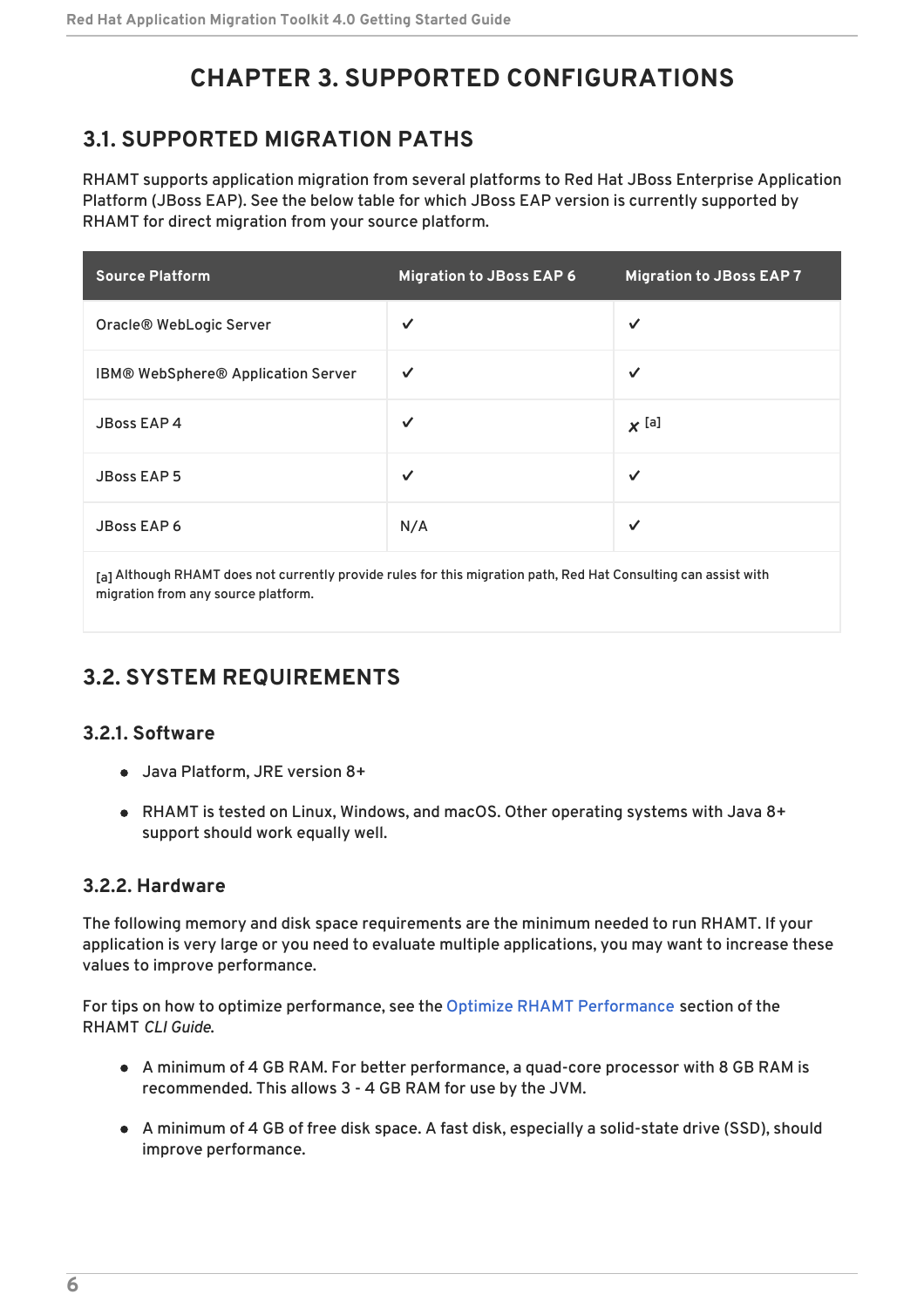# CHAPTER 3. SUPPORTED CONFIGURATIONS

## 3.1. SUPPORTED MIGRATION PATHS

RHAMT supports application migration from several platforms to Red Hat JBoss Enterprise Application Platform (JBoss EAP). See the below table for which JBoss EAP version is currently supported by RHAMT for direct migration from your source platform.

| Source Platform | Migration to JBoss EAP 6 | Migration to JBoss EAP 7 |
| --- | --- | --- |
| Oracle® WebLogic Server | ✔ | ✔ |
| IBM® WebSphere® Application Server | ✔ | ✔ |
| JBoss EAP 4 | ✔ | ✘ [a] |
| JBoss EAP 5 | ✔ | ✔ |
| JBoss EAP 6 | N/A | ✔ |

[a] Although RHAMT does not currently provide rules for this migration path, Red Hat Consulting can assist with migration from any source platform.

## 3.2. SYSTEM REQUIREMENTS

### 3.2.1. Software

- Java Platform, JRE version 8+
- RHAMT is tested on Linux, Windows, and macOS. Other operating systems with Java 8+ support should work equally well.

### 3.2.2. Hardware

The following memory and disk space requirements are the minimum needed to run RHAMT. If your application is very large or you need to evaluate multiple applications, you may want to increase these values to improve performance.

For tips on how to optimize performance, see the Optimize RHAMT Performance section of the RHAMT *CLI Guide*.

- A minimum of 4 GB RAM. For better performance, a quad-core processor with 8 GB RAM is recommended. This allows 3 - 4 GB RAM for use by the JVM.
- A minimum of 4 GB of free disk space. A fast disk, especially a solid-state drive (SSD), should improve performance.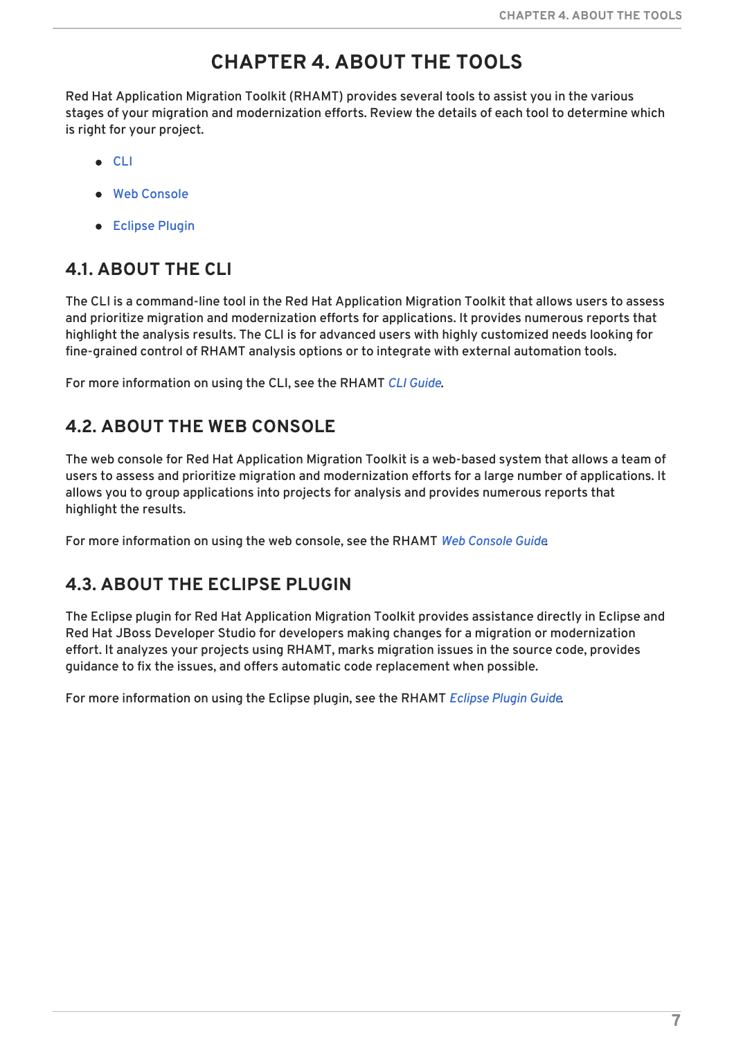# CHAPTER 4. ABOUT THE TOOLS

Red Hat Application Migration Toolkit (RHAMT) provides several tools to assist you in the various stages of your migration and modernization efforts. Review the details of each tool to determine which is right for your project.

- CLI
- Web Console
- Eclipse Plugin

## 4.1. ABOUT THE CLI

The CLI is a command-line tool in the Red Hat Application Migration Toolkit that allows users to assess and prioritize migration and modernization efforts for applications. It provides numerous reports that highlight the analysis results. The CLI is for advanced users with highly customized needs looking for fine-grained control of RHAMT analysis options or to integrate with external automation tools.

For more information on using the CLI, see the RHAMT *CLI Guide*.

## 4.2. ABOUT THE WEB CONSOLE

The web console for Red Hat Application Migration Toolkit is a web-based system that allows a team of users to assess and prioritize migration and modernization efforts for a large number of applications. It allows you to group applications into projects for analysis and provides numerous reports that highlight the results.

For more information on using the web console, see the RHAMT *Web Console Guide*.

## 4.3. ABOUT THE ECLIPSE PLUGIN

The Eclipse plugin for Red Hat Application Migration Toolkit provides assistance directly in Eclipse and Red Hat JBoss Developer Studio for developers making changes for a migration or modernization effort. It analyzes your projects using RHAMT, marks migration issues in the source code, provides guidance to fix the issues, and offers automatic code replacement when possible.

For more information on using the Eclipse plugin, see the RHAMT *Eclipse Plugin Guide*.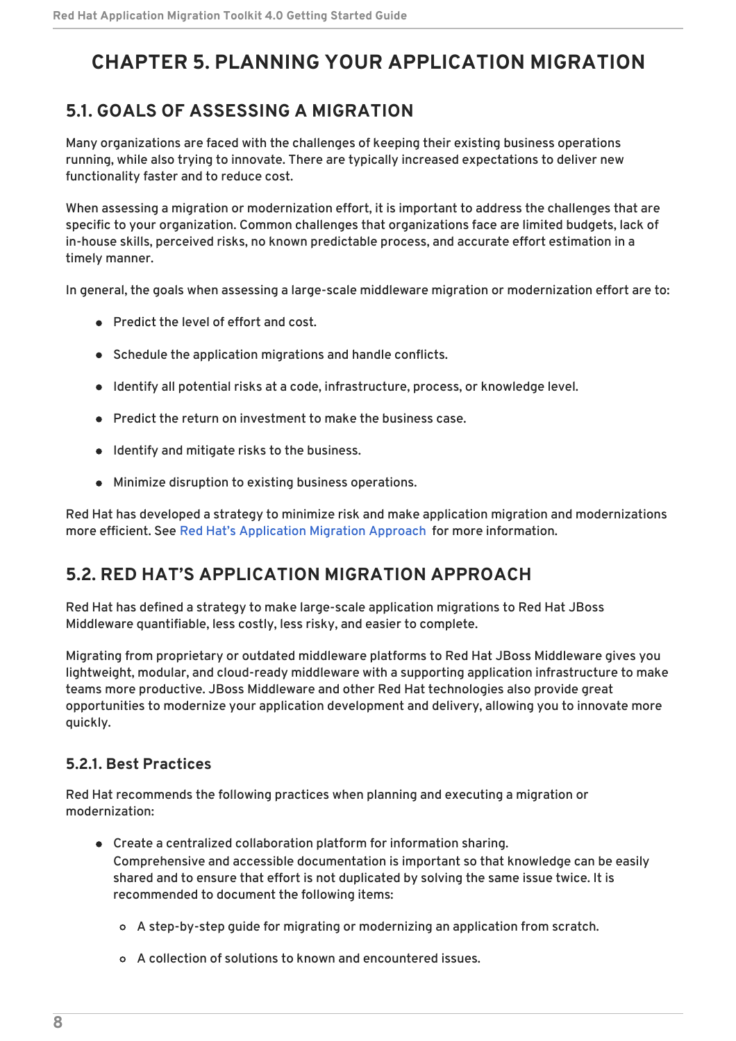# CHAPTER 5. PLANNING YOUR APPLICATION MIGRATION

## 5.1. GOALS OF ASSESSING A MIGRATION

Many organizations are faced with the challenges of keeping their existing business operations running, while also trying to innovate. There are typically increased expectations to deliver new functionality faster and to reduce cost.

When assessing a migration or modernization effort, it is important to address the challenges that are specific to your organization. Common challenges that organizations face are limited budgets, lack of in-house skills, perceived risks, no known predictable process, and accurate effort estimation in a timely manner.

In general, the goals when assessing a large-scale middleware migration or modernization effort are to:

- Predict the level of effort and cost.
- Schedule the application migrations and handle conflicts.
- Identify all potential risks at a code, infrastructure, process, or knowledge level.
- Predict the return on investment to make the business case.
- Identify and mitigate risks to the business.
- Minimize disruption to existing business operations.

Red Hat has developed a strategy to minimize risk and make application migration and modernizations more efficient. See Red Hat's Application Migration Approach for more information.

## 5.2. RED HAT'S APPLICATION MIGRATION APPROACH

Red Hat has defined a strategy to make large-scale application migrations to Red Hat JBoss Middleware quantifiable, less costly, less risky, and easier to complete.

Migrating from proprietary or outdated middleware platforms to Red Hat JBoss Middleware gives you lightweight, modular, and cloud-ready middleware with a supporting application infrastructure to make teams more productive. JBoss Middleware and other Red Hat technologies also provide great opportunities to modernize your application development and delivery, allowing you to innovate more quickly.

### 5.2.1. Best Practices

Red Hat recommends the following practices when planning and executing a migration or modernization:

- Create a centralized collaboration platform for information sharing.
  Comprehensive and accessible documentation is important so that knowledge can be easily shared and to ensure that effort is not duplicated by solving the same issue twice. It is recommended to document the following items:
  - A step-by-step guide for migrating or modernizing an application from scratch.
  - A collection of solutions to known and encountered issues.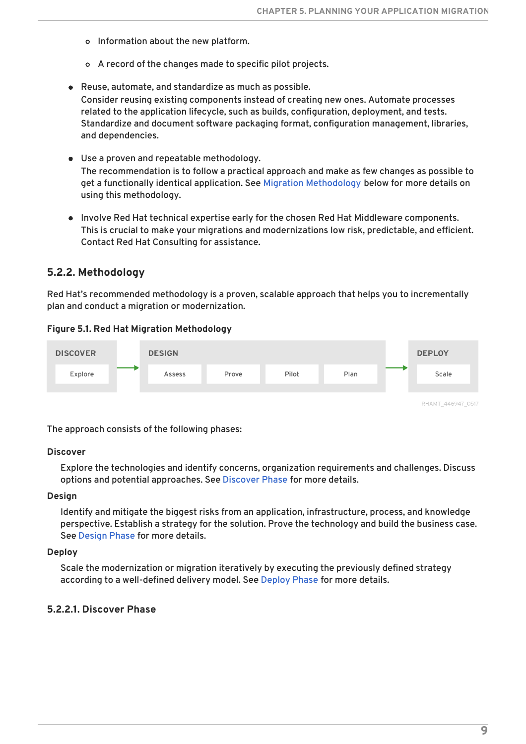- Information about the new platform.
    - A record of the changes made to specific pilot projects.

- Reuse, automate, and standardize as much as possible.
  Consider reusing existing components instead of creating new ones. Automate processes related to the application lifecycle, such as builds, configuration, deployment, and tests. Standardize and document software packaging format, configuration management, libraries, and dependencies.

- Use a proven and repeatable methodology.
  The recommendation is to follow a practical approach and make as few changes as possible to get a functionally identical application. See Migration Methodology below for more details on using this methodology.

- Involve Red Hat technical expertise early for the chosen Red Hat Middleware components.
  This is crucial to make your migrations and modernizations low risk, predictable, and efficient. Contact Red Hat Consulting for assistance.

### 5.2.2. Methodology

Red Hat's recommended methodology is a proven, scalable approach that helps you to incrementally plan and conduct a migration or modernization.

**Figure 5.1. Red Hat Migration Methodology**

| DISCOVER | | DESIGN | | | | | DEPLOY |
|---|---|---|---|---|---|---|---|
| Explore | → | Assess | Prove | Pilot | Plan | → | Scale |

RHAMT_446947_0517

The approach consists of the following phases:

**Discover**

Explore the technologies and identify concerns, organization requirements and challenges. Discuss options and potential approaches. See Discover Phase for more details.

**Design**

Identify and mitigate the biggest risks from an application, infrastructure, process, and knowledge perspective. Establish a strategy for the solution. Prove the technology and build the business case. See Design Phase for more details.

**Deploy**

Scale the modernization or migration iteratively by executing the previously defined strategy according to a well-defined delivery model. See Deploy Phase for more details.

#### 5.2.2.1. Discover Phase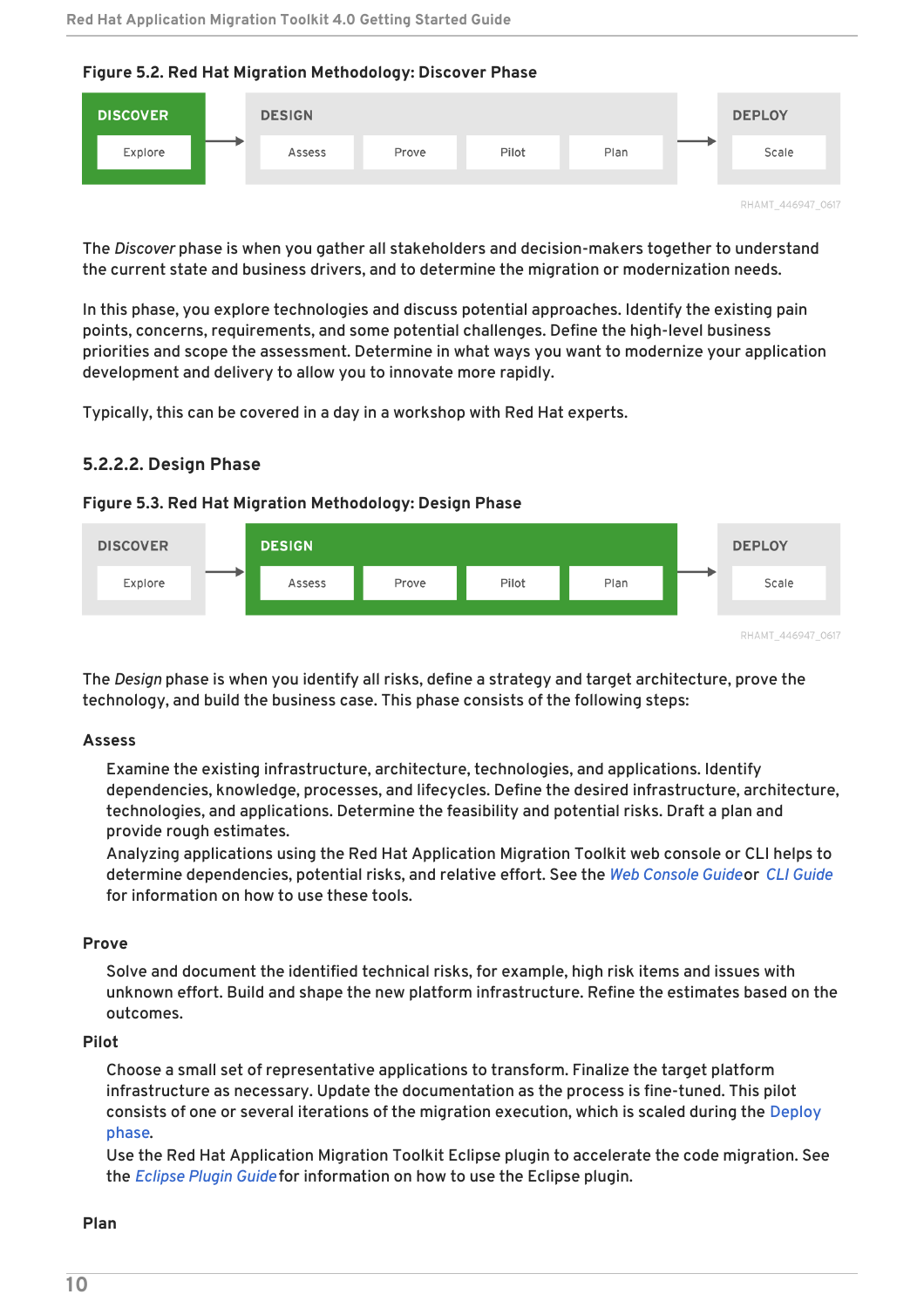**Figure 5.2. Red Hat Migration Methodology: Discover Phase**

The *Discover* phase is when you gather all stakeholders and decision-makers together to understand the current state and business drivers, and to determine the migration or modernization needs.

In this phase, you explore technologies and discuss potential approaches. Identify the existing pain points, concerns, requirements, and some potential challenges. Define the high-level business priorities and scope the assessment. Determine in what ways you want to modernize your application development and delivery to allow you to innovate more rapidly.

Typically, this can be covered in a day in a workshop with Red Hat experts.

#### 5.2.2.2. Design Phase

**Figure 5.3. Red Hat Migration Methodology: Design Phase**

The *Design* phase is when you identify all risks, define a strategy and target architecture, prove the technology, and build the business case. This phase consists of the following steps:

**Assess**

Examine the existing infrastructure, architecture, technologies, and applications. Identify dependencies, knowledge, processes, and lifecycles. Define the desired infrastructure, architecture, technologies, and applications. Determine the feasibility and potential risks. Draft a plan and provide rough estimates.
Analyzing applications using the Red Hat Application Migration Toolkit web console or CLI helps to determine dependencies, potential risks, and relative effort. See the *Web Console Guide* or *CLI Guide* for information on how to use these tools.

**Prove**

Solve and document the identified technical risks, for example, high risk items and issues with unknown effort. Build and shape the new platform infrastructure. Refine the estimates based on the outcomes.

**Pilot**

Choose a small set of representative applications to transform. Finalize the target platform infrastructure as necessary. Update the documentation as the process is fine-tuned. This pilot consists of one or several iterations of the migration execution, which is scaled during the Deploy phase.
Use the Red Hat Application Migration Toolkit Eclipse plugin to accelerate the code migration. See the *Eclipse Plugin Guide* for information on how to use the Eclipse plugin.

**Plan**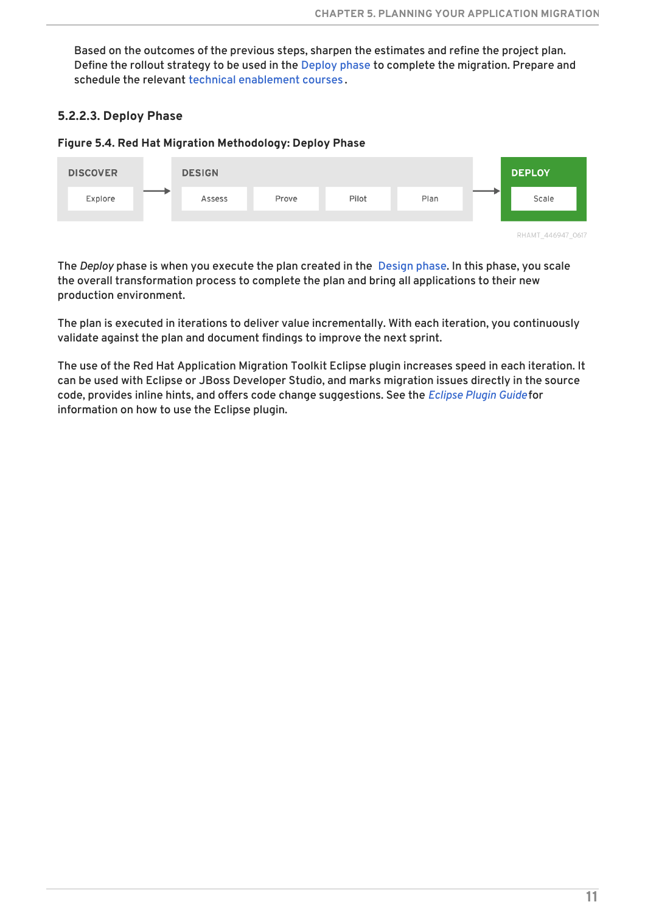Based on the outcomes of the previous steps, sharpen the estimates and refine the project plan. Define the rollout strategy to be used in the Deploy phase to complete the migration. Prepare and schedule the relevant technical enablement courses.

### 5.2.2.3. Deploy Phase

**Figure 5.4. Red Hat Migration Methodology: Deploy Phase**

| DISCOVER | DESIGN | | | | DEPLOY |
| --- | --- | --- | --- | --- | --- |
| Explore | Assess | Prove | Pilot | Plan | Scale |

RHAMT_446947_0617

The *Deploy* phase is when you execute the plan created in the Design phase. In this phase, you scale the overall transformation process to complete the plan and bring all applications to their new production environment.

The plan is executed in iterations to deliver value incrementally. With each iteration, you continuously validate against the plan and document findings to improve the next sprint.

The use of the Red Hat Application Migration Toolkit Eclipse plugin increases speed in each iteration. It can be used with Eclipse or JBoss Developer Studio, and marks migration issues directly in the source code, provides inline hints, and offers code change suggestions. See the *Eclipse Plugin Guide* for information on how to use the Eclipse plugin.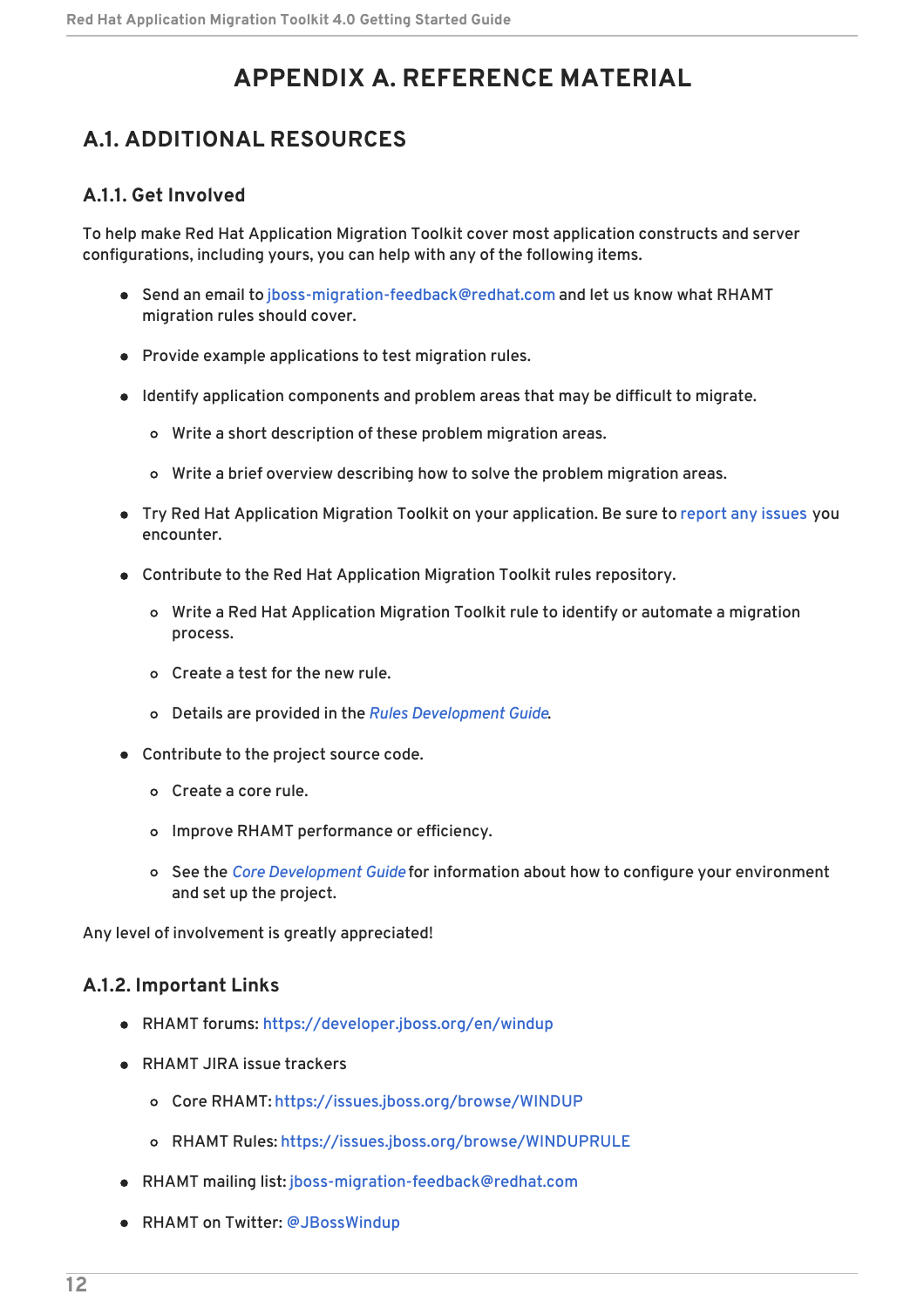# APPENDIX A. REFERENCE MATERIAL

## A.1. ADDITIONAL RESOURCES

### A.1.1. Get Involved

To help make Red Hat Application Migration Toolkit cover most application constructs and server configurations, including yours, you can help with any of the following items.

- Send an email to jboss-migration-feedback@redhat.com and let us know what RHAMT migration rules should cover.
- Provide example applications to test migration rules.
- Identify application components and problem areas that may be difficult to migrate.
  - Write a short description of these problem migration areas.
  - Write a brief overview describing how to solve the problem migration areas.
- Try Red Hat Application Migration Toolkit on your application. Be sure to report any issues you encounter.
- Contribute to the Red Hat Application Migration Toolkit rules repository.
  - Write a Red Hat Application Migration Toolkit rule to identify or automate a migration process.
  - Create a test for the new rule.
  - Details are provided in the *Rules Development Guide*.
- Contribute to the project source code.
  - Create a core rule.
  - Improve RHAMT performance or efficiency.
  - See the *Core Development Guide* for information about how to configure your environment and set up the project.

Any level of involvement is greatly appreciated!

### A.1.2. Important Links

- RHAMT forums: https://developer.jboss.org/en/windup
- RHAMT JIRA issue trackers
  - Core RHAMT: https://issues.jboss.org/browse/WINDUP
  - RHAMT Rules: https://issues.jboss.org/browse/WINDUPRULE
- RHAMT mailing list: jboss-migration-feedback@redhat.com
- RHAMT on Twitter: @JBossWindup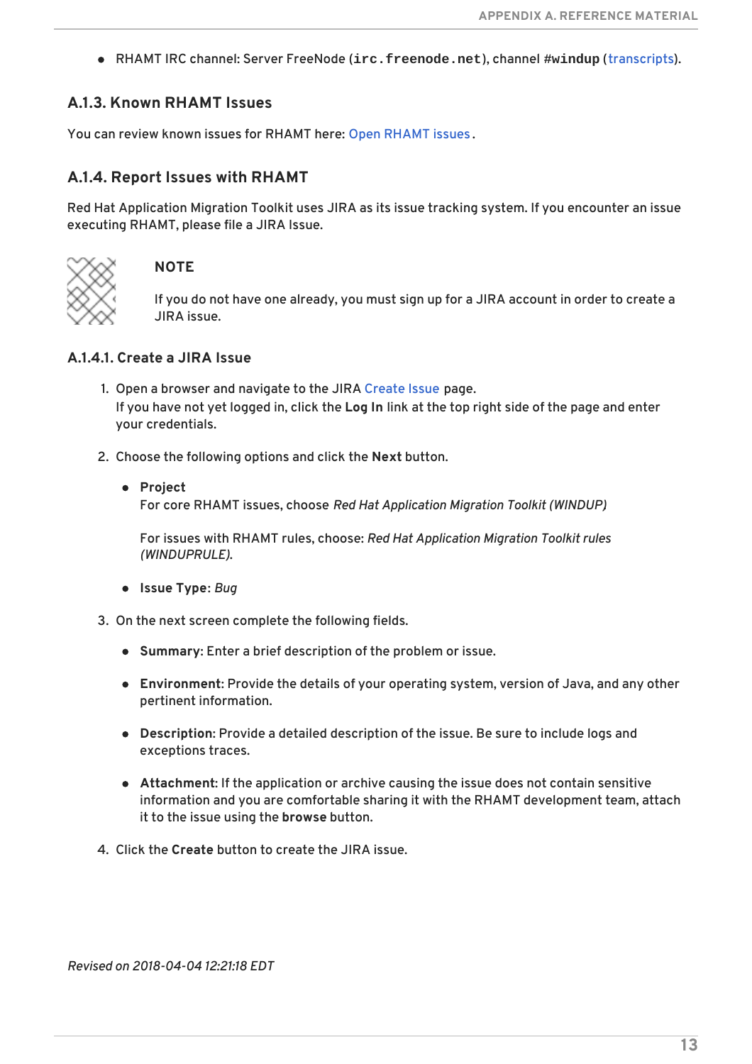- RHAMT IRC channel: Server FreeNode (`irc.freenode.net`), channel #**windup** (transcripts).

### A.1.3. Known RHAMT Issues

You can review known issues for RHAMT here: Open RHAMT issues.

### A.1.4. Report Issues with RHAMT

Red Hat Application Migration Toolkit uses JIRA as its issue tracking system. If you encounter an issue executing RHAMT, please file a JIRA Issue.

> **NOTE**
>
> If you do not have one already, you must sign up for a JIRA account in order to create a JIRA issue.

#### A.1.4.1. Create a JIRA Issue

1. Open a browser and navigate to the JIRA Create Issue page.
   If you have not yet logged in, click the **Log In** link at the top right side of the page and enter your credentials.

2. Choose the following options and click the **Next** button.

   - **Project**
     For core RHAMT issues, choose *Red Hat Application Migration Toolkit (WINDUP)*

     For issues with RHAMT rules, choose: *Red Hat Application Migration Toolkit rules (WINDUPRULE).*

   - **Issue Type**: *Bug*

3. On the next screen complete the following fields.

   - **Summary**: Enter a brief description of the problem or issue.

   - **Environment**: Provide the details of your operating system, version of Java, and any other pertinent information.

   - **Description**: Provide a detailed description of the issue. Be sure to include logs and exceptions traces.

   - **Attachment**: If the application or archive causing the issue does not contain sensitive information and you are comfortable sharing it with the RHAMT development team, attach it to the issue using the **browse** button.

4. Click the **Create** button to create the JIRA issue.

*Revised on 2018-04-04 12:21:18 EDT*